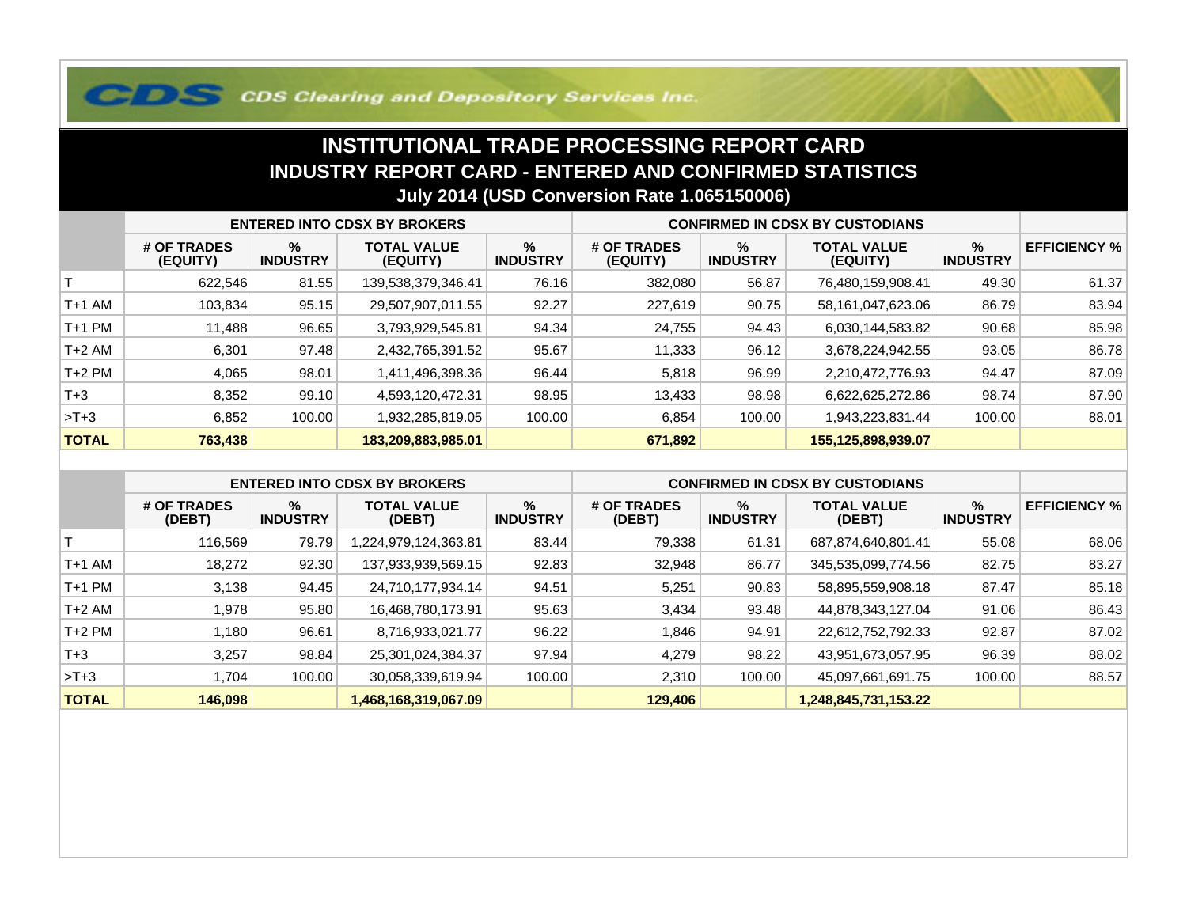CDS Clearing and Depository Services Inc.

# INSTITUTIONAL TRADE PROCESSING REPORT CARD

## INDUSTRY REPORT CARD - ENTERED AND CONFIRMED STATISTICS

### July 2014 (USD Conversion Rate 1.065150006)

| | ENTERED INTO CDSX BY BROKERS | | | | CONFIRMED IN CDSX BY CUSTODIANS | | | | |
|---|---|---|---|---|---|---|---|---|---|
| | # OF TRADES (EQUITY) | % INDUSTRY | TOTAL VALUE (EQUITY) | % INDUSTRY | # OF TRADES (EQUITY) | % INDUSTRY | TOTAL VALUE (EQUITY) | % INDUSTRY | EFFICIENCY % |
| T | 622,546 | 81.55 | 139,538,379,346.41 | 76.16 | 382,080 | 56.87 | 76,480,159,908.41 | 49.30 | 61.37 |
| T+1 AM | 103,834 | 95.15 | 29,507,907,011.55 | 92.27 | 227,619 | 90.75 | 58,161,047,623.06 | 86.79 | 83.94 |
| T+1 PM | 11,488 | 96.65 | 3,793,929,545.81 | 94.34 | 24,755 | 94.43 | 6,030,144,583.82 | 90.68 | 85.98 |
| T+2 AM | 6,301 | 97.48 | 2,432,765,391.52 | 95.67 | 11,333 | 96.12 | 3,678,224,942.55 | 93.05 | 86.78 |
| T+2 PM | 4,065 | 98.01 | 1,411,496,398.36 | 96.44 | 5,818 | 96.99 | 2,210,472,776.93 | 94.47 | 87.09 |
| T+3 | 8,352 | 99.10 | 4,593,120,472.31 | 98.95 | 13,433 | 98.98 | 6,622,625,272.86 | 98.74 | 87.90 |
| >T+3 | 6,852 | 100.00 | 1,932,285,819.05 | 100.00 | 6,854 | 100.00 | 1,943,223,831.44 | 100.00 | 88.01 |
| **TOTAL** | **763,438** | | **183,209,883,985.01** | | **671,892** | | **155,125,898,939.07** | | |

| | ENTERED INTO CDSX BY BROKERS | | | | CONFIRMED IN CDSX BY CUSTODIANS | | | | |
|---|---|---|---|---|---|---|---|---|---|
| | # OF TRADES (DEBT) | % INDUSTRY | TOTAL VALUE (DEBT) | % INDUSTRY | # OF TRADES (DEBT) | % INDUSTRY | TOTAL VALUE (DEBT) | % INDUSTRY | EFFICIENCY % |
| T | 116,569 | 79.79 | 1,224,979,124,363.81 | 83.44 | 79,338 | 61.31 | 687,874,640,801.41 | 55.08 | 68.06 |
| T+1 AM | 18,272 | 92.30 | 137,933,939,569.15 | 92.83 | 32,948 | 86.77 | 345,535,099,774.56 | 82.75 | 83.27 |
| T+1 PM | 3,138 | 94.45 | 24,710,177,934.14 | 94.51 | 5,251 | 90.83 | 58,895,559,908.18 | 87.47 | 85.18 |
| T+2 AM | 1,978 | 95.80 | 16,468,780,173.91 | 95.63 | 3,434 | 93.48 | 44,878,343,127.04 | 91.06 | 86.43 |
| T+2 PM | 1,180 | 96.61 | 8,716,933,021.77 | 96.22 | 1,846 | 94.91 | 22,612,752,792.33 | 92.87 | 87.02 |
| T+3 | 3,257 | 98.84 | 25,301,024,384.37 | 97.94 | 4,279 | 98.22 | 43,951,673,057.95 | 96.39 | 88.02 |
| >T+3 | 1,704 | 100.00 | 30,058,339,619.94 | 100.00 | 2,310 | 100.00 | 45,097,661,691.75 | 100.00 | 88.57 |
| **TOTAL** | **146,098** | | **1,468,168,319,067.09** | | **129,406** | | **1,248,845,731,153.22** | | |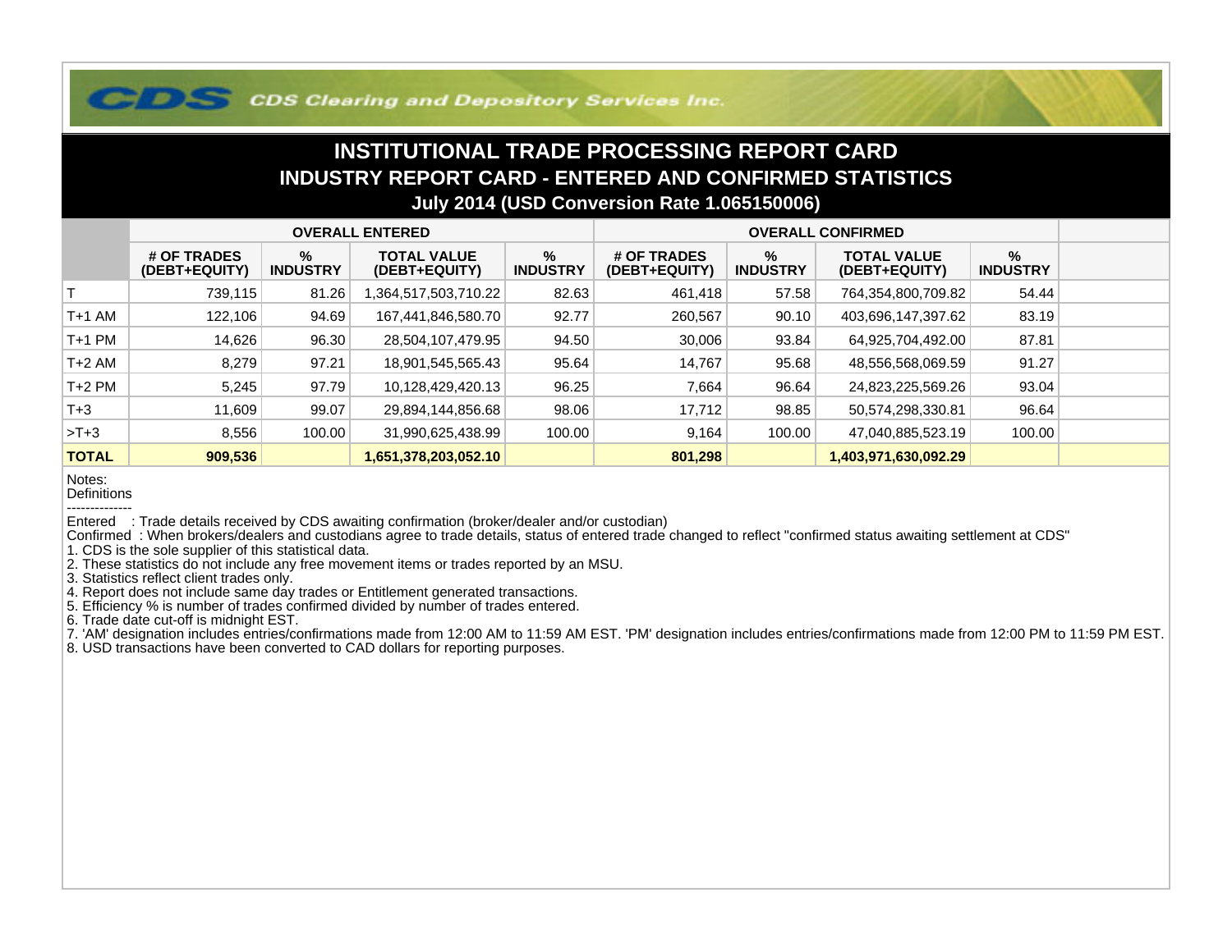CDS Clearing and Depository Services Inc.

# INSTITUTIONAL TRADE PROCESSING REPORT CARD

## INDUSTRY REPORT CARD - ENTERED AND CONFIRMED STATISTICS

### July 2014 (USD Conversion Rate 1.065150006)

| | OVERALL ENTERED | | | | OVERALL CONFIRMED | | | | |
|---|---|---|---|---|---|---|---|---|---|
| | # OF TRADES (DEBT+EQUITY) | % INDUSTRY | TOTAL VALUE (DEBT+EQUITY) | % INDUSTRY | # OF TRADES (DEBT+EQUITY) | % INDUSTRY | TOTAL VALUE (DEBT+EQUITY) | % INDUSTRY | |
| T | 739,115 | 81.26 | 1,364,517,503,710.22 | 82.63 | 461,418 | 57.58 | 764,354,800,709.82 | 54.44 | |
| T+1 AM | 122,106 | 94.69 | 167,441,846,580.70 | 92.77 | 260,567 | 90.10 | 403,696,147,397.62 | 83.19 | |
| T+1 PM | 14,626 | 96.30 | 28,504,107,479.95 | 94.50 | 30,006 | 93.84 | 64,925,704,492.00 | 87.81 | |
| T+2 AM | 8,279 | 97.21 | 18,901,545,565.43 | 95.64 | 14,767 | 95.68 | 48,556,568,069.59 | 91.27 | |
| T+2 PM | 5,245 | 97.79 | 10,128,429,420.13 | 96.25 | 7,664 | 96.64 | 24,823,225,569.26 | 93.04 | |
| T+3 | 11,609 | 99.07 | 29,894,144,856.68 | 98.06 | 17,712 | 98.85 | 50,574,298,330.81 | 96.64 | |
| >T+3 | 8,556 | 100.00 | 31,990,625,438.99 | 100.00 | 9,164 | 100.00 | 47,040,885,523.19 | 100.00 | |
| **TOTAL** | **909,536** | | **1,651,378,203,052.10** | | **801,298** | | **1,403,971,630,092.29** | | |

Notes:
Definitions
--------------
Entered : Trade details received by CDS awaiting confirmation (broker/dealer and/or custodian)
Confirmed : When brokers/dealers and custodians agree to trade details, status of entered trade changed to reflect "confirmed status awaiting settlement at CDS"

1. CDS is the sole supplier of this statistical data.
2. These statistics do not include any free movement items or trades reported by an MSU.
3. Statistics reflect client trades only.
4. Report does not include same day trades or Entitlement generated transactions.
5. Efficiency % is number of trades confirmed divided by number of trades entered.
6. Trade date cut-off is midnight EST.
7. 'AM' designation includes entries/confirmations made from 12:00 AM to 11:59 AM EST. 'PM' designation includes entries/confirmations made from 12:00 PM to 11:59 PM EST.
8. USD transactions have been converted to CAD dollars for reporting purposes.